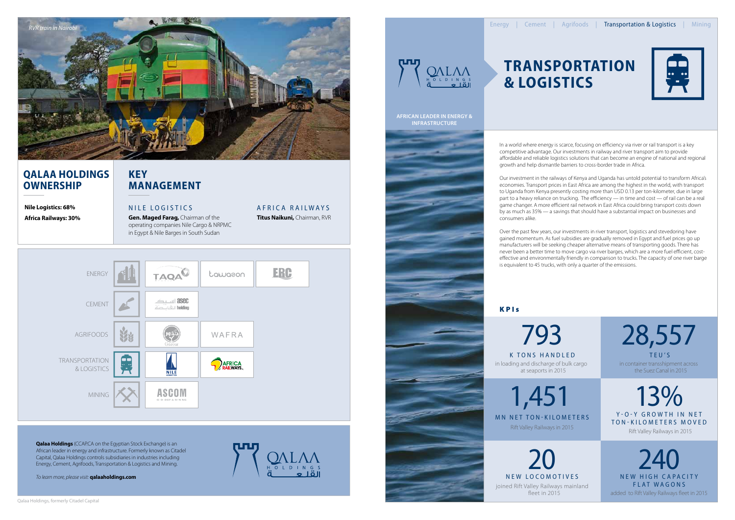*RVR train in Nairobi*

## QALAA HOLDINGS OWNERSHIP

**Nile Logistics: 68%**

**Africa Railways: 30%**

## KEY MANAGEMENT

### NILE LOGISTICS

**Gen. Maged Farag,** Chairman of the operating companies Nile Cargo & NRPMC in Egypt & Nile Barges in South Sudan

### AFRICA RAILWAYS

**Titus Naikuni,** Chairman, RVR

ENERGY — TAQA, tawazon, ERC

CEMENT — asec holding

AGRIFOODS — Gozour, WAFRA

TRANSPORTATION & LOGISTICS — NILE LOGISTICS, AFRICA RAILWAYS

MINING — ASCOM

**Qalaa Holdings** (CCAP.CA on the Egyptian Stock Exchange) is an African leader in energy and infrastructure. Formerly known as Citadel Capital, Qalaa Holdings controls subsidiaries in industries including Energy, Cement, Agrifoods, Transportation & Logistics and Mining.

*To learn more, please visit:* **qalaaholdings.com**

Qalaa Holdings, formerly Citadel Capital

Energy | Cement | Agrifoods | Transportation & Logistics | Mining

QALAA HOLDINGS القلعة

AFRICAN LEADER IN ENERGY & INFRASTRUCTURE

# TRANSPORTATION & LOGISTICS

In a world where energy is scarce, focusing on efficiency via river or rail transport is a key competitive advantage. Our investments in railway and river transport aim to provide affordable and reliable logistics solutions that can become an engine of national and regional growth and help dismantle barriers to cross-border trade in Africa.

Our investment in the railways of Kenya and Uganda has untold potential to transform Africa's economies. Transport prices in East Africa are among the highest in the world, with transport to Uganda from Kenya presently costing more than USD 0.13 per ton-kilometer, due in large part to a heavy reliance on trucking. The efficiency — in time and cost — of rail can be a real game changer. A more efficient rail network in East Africa could bring transport costs down by as much as 35% — a savings that should have a substantial impact on businesses and consumers alike.

Over the past few years, our investments in river transport, logistics and stevedoring have gained momentum. As fuel subsidies are gradually removed in Egypt and fuel prices go up manufacturers will be seeking cheaper alternative means of transporting goods. There has never been a better time to move cargo via river barges, which are a more fuel efficient, cost-effective and environmentally friendly in comparison to trucks. The capacity of one river barge is equivalent to 45 trucks, with only a quarter of the emissions.

## KPIs

**793**
K TONS HANDLED
in loading and discharge of bulk cargo at seaports in 2015

**28,557**
TEU'S
in container transshipment across the Suez Canal in 2015

**1,451**
MN NET TON-KILOMETERS
Rift Valley Railways in 2015

**13%**
Y-O-Y GROWTH IN NET TON-KILOMETERS MOVED
Rift Valley Railways in 2015

**20**
NEW LOCOMOTIVES
joined Rift Valley Railways mainland fleet in 2015

**240**
NEW HIGH CAPACITY FLAT WAGONS
added to Rift Valley Railways fleet in 2015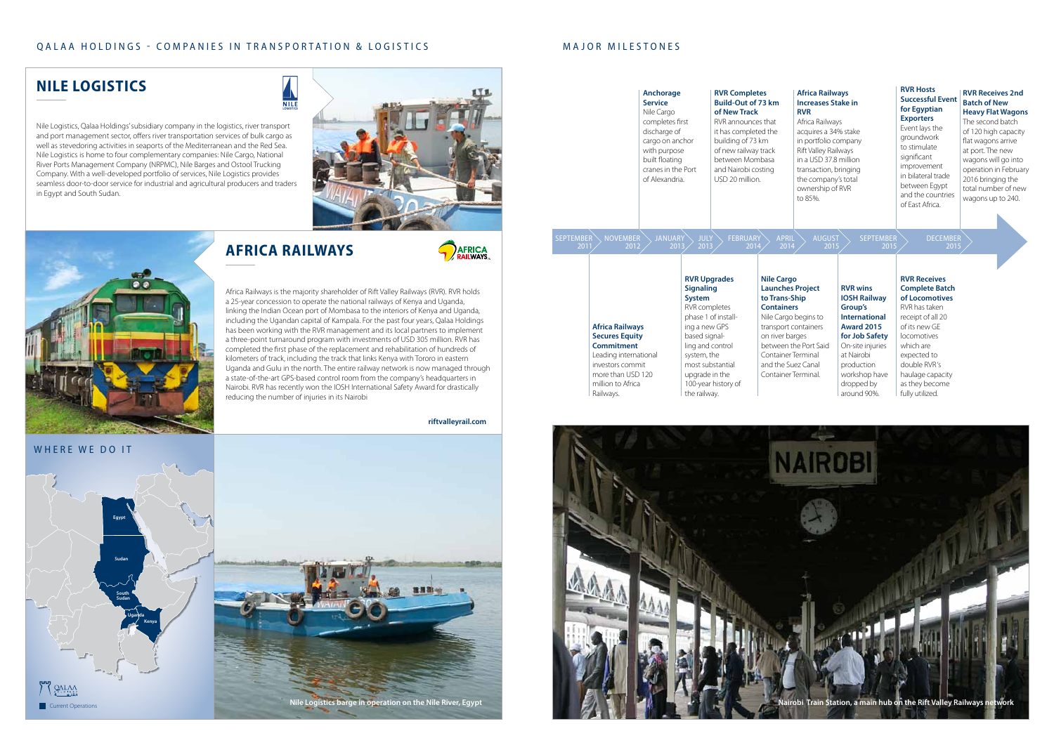QALAA HOLDINGS - COMPANIES IN TRANSPORTATION & LOGISTICS

## NILE LOGISTICS

Nile Logistics, Qalaa Holdings' subsidiary company in the logistics, river transport and port management sector, offers river transportation services of bulk cargo as well as stevedoring activities in seaports of the Mediterranean and the Red Sea. Nile Logistics is home to four complementary companies: Nile Cargo, National River Ports Management Company (NRPMC), Nile Barges and Ostool Trucking Company. With a well-developed portfolio of services, Nile Logistics provides seamless door-to-door service for industrial and agricultural producers and traders in Egypt and South Sudan.

## AFRICA RAILWAYS

Africa Railways is the majority shareholder of Rift Valley Railways (RVR). RVR holds a 25-year concession to operate the national railways of Kenya and Uganda, linking the Indian Ocean port of Mombasa to the interiors of Kenya and Uganda, including the Ugandan capital of Kampala. For the past four years, Qalaa Holdings has been working with the RVR management and its local partners to implement a three-point turnaround program with investments of USD 305 million. RVR has completed the first phase of the replacement and rehabilitation of hundreds of kilometers of track, including the track that links Kenya with Tororo in eastern Uganda and Gulu in the north. The entire railway network is now managed through a state-of-the-art GPS-based control room from the company's headquarters in Nairobi. RVR has recently won the IOSH International Safety Award for drastically reducing the number of injuries in its Nairobi

riftvalleyrail.com

### WHERE WE DO IT

Egypt
Sudan
South Sudan
Uganda
Kenya

Current Operations

Nile Logistics barge in operation on the Nile River, Egypt

### MAJOR MILESTONES

**SEPTEMBER 2011**

**Africa Railways Secures Equity Commitment**
Leading international investors commit more than USD 120 million to Africa Railways.

**NOVEMBER 2012**

**Anchorage Service**
Nile Cargo completes first discharge of cargo on anchor with purpose built floating cranes in the Port of Alexandria.

**JANUARY 2013**

**RVR Upgrades Signaling System**
RVR completes phase 1 of installing a new GPS based signalling and control system, the most substantial upgrade in the 100-year history of the railway.

**JULY 2013**

**RVR Completes Build-Out of 73 km of New Track**
RVR announces that it has completed the building of 73 km of new railway track between Mombasa and Nairobi costing USD 20 million.

**FEBRUARY 2014**

**Nile Cargo Launches Project to Trans-Ship Containers**
Nile Cargo begins to transport containers on river barges between the Port Said Container Terminal and the Suez Canal Container Terminal.

**APRIL 2014**

**Africa Railways Increases Stake in RVR**
Africa Railways acquires a 34% stake in portfolio company Rift Valley Railways in a USD 37.8 million transaction, bringing the company's total ownership of RVR to 85%.

**AUGUST 2015**

**RVR wins IOSH Railway Group's International Award 2015 for Job Safety**
On-site injuries at Nairobi production workshop have dropped by around 90%.

**SEPTEMBER 2015**

**RVR Hosts Successful Event for Egyptian Exporters**
Event lays the groundwork to stimulate significant improvement in bilateral trade between Egypt and the countries of East Africa.

**RVR Receives Complete Batch of Locomotives**
RVR has taken receipt of all 20 of its new GE locomotives which are expected to double RVR's haulage capacity as they become fully utilized.

**DECEMBER 2015**

**RVR Receives 2nd Batch of New Heavy Flat Wagons**
The second batch of 120 high capacity flat wagons arrive at port. The new wagons will go into operation in February 2016 bringing the total number of new wagons up to 240.

Nairobi Train Station, a main hub on the Rift Valley Railways network